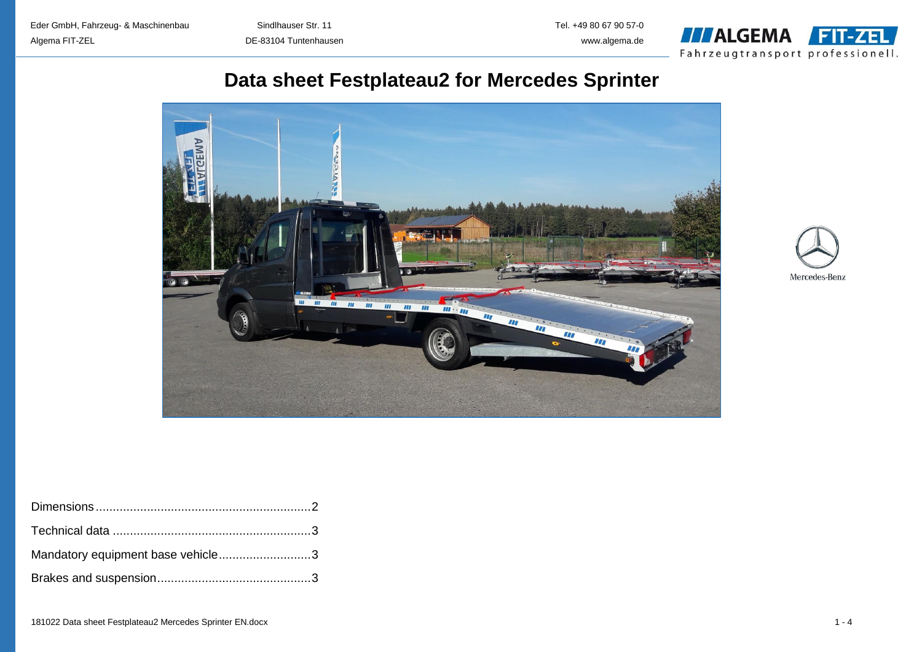Eder GmbH, Fahrzeug- & Maschinenbau
Algema FIT-ZEL

Sindlhauser Str. 11
DE-83104 Tuntenhausen

Tel. +49 80 67 90 57-0
www.algema.de

# Data sheet Festplateau2 for Mercedes Sprinter

Dimensions...............................................................2

Technical data ..........................................................3

Mandatory equipment base vehicle...........................3

Brakes and suspension.............................................3

181022 Data sheet Festplateau2 Mercedes Sprinter EN.docx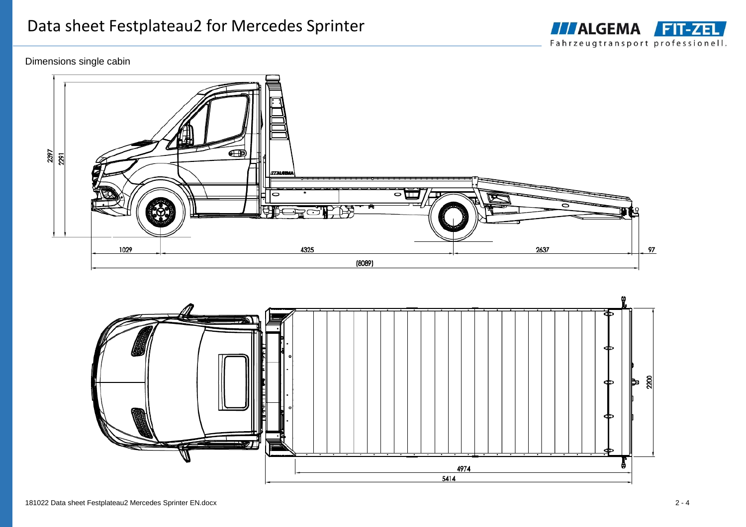# Data sheet Festplateau2 for Mercedes Sprinter

Dimensions single cabin

2397
2291
1029
4325
2637
97
(8089)

2200
4974
5414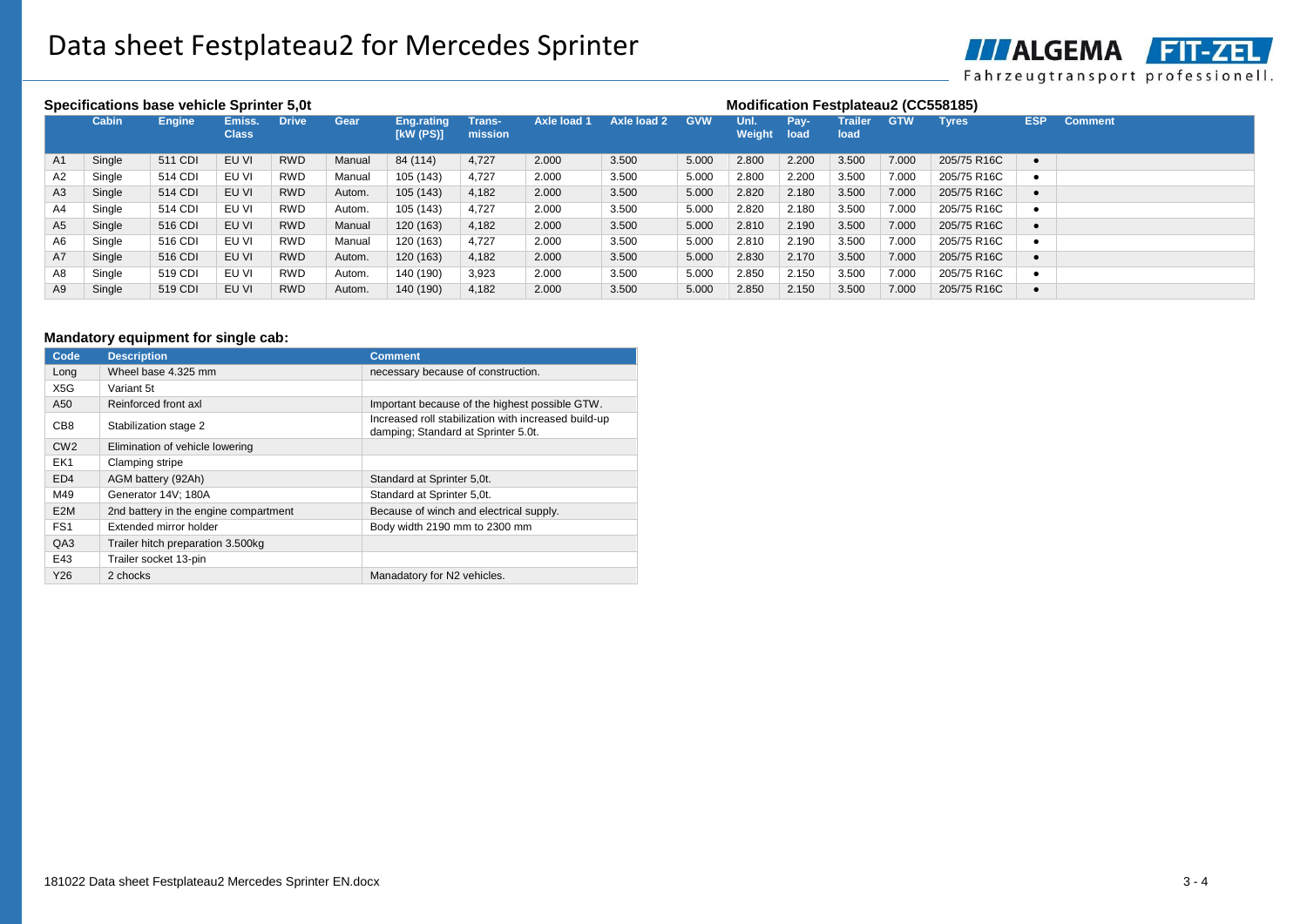# Data sheet Festplateau2 for Mercedes Sprinter

### Specifications base vehicle Sprinter 5,0t / Modification Festplateau2 (CC558185)

| | Cabin | Engine | Emiss. Class | Drive | Gear | Eng.rating [kW (PS)] | Trans-mission | Axle load 1 | Axle load 2 | GVW | Unl. Weight | Pay-load | Trailer load | GTW | Tyres | ESP | Comment |
|---|---|---|---|---|---|---|---|---|---|---|---|---|---|---|---|---|---|
| A1 | Single | 511 CDI | EU VI | RWD | Manual | 84 (114) | 4,727 | 2.000 | 3.500 | 5.000 | 2.800 | 2.200 | 3.500 | 7.000 | 205/75 R16C | • | |
| A2 | Single | 514 CDI | EU VI | RWD | Manual | 105 (143) | 4,727 | 2.000 | 3.500 | 5.000 | 2.800 | 2.200 | 3.500 | 7.000 | 205/75 R16C | • | |
| A3 | Single | 514 CDI | EU VI | RWD | Autom. | 105 (143) | 4,182 | 2.000 | 3.500 | 5.000 | 2.820 | 2.180 | 3.500 | 7.000 | 205/75 R16C | • | |
| A4 | Single | 514 CDI | EU VI | RWD | Autom. | 105 (143) | 4,727 | 2.000 | 3.500 | 5.000 | 2.820 | 2.180 | 3.500 | 7.000 | 205/75 R16C | • | |
| A5 | Single | 516 CDI | EU VI | RWD | Manual | 120 (163) | 4,182 | 2.000 | 3.500 | 5.000 | 2.810 | 2.190 | 3.500 | 7.000 | 205/75 R16C | • | |
| A6 | Single | 516 CDI | EU VI | RWD | Manual | 120 (163) | 4,727 | 2.000 | 3.500 | 5.000 | 2.810 | 2.190 | 3.500 | 7.000 | 205/75 R16C | • | |
| A7 | Single | 516 CDI | EU VI | RWD | Autom. | 120 (163) | 4,182 | 2.000 | 3.500 | 5.000 | 2.830 | 2.170 | 3.500 | 7.000 | 205/75 R16C | • | |
| A8 | Single | 519 CDI | EU VI | RWD | Autom. | 140 (190) | 3,923 | 2.000 | 3.500 | 5.000 | 2.850 | 2.150 | 3.500 | 7.000 | 205/75 R16C | • | |
| A9 | Single | 519 CDI | EU VI | RWD | Autom. | 140 (190) | 4,182 | 2.000 | 3.500 | 5.000 | 2.850 | 2.150 | 3.500 | 7.000 | 205/75 R16C | • | |

### Mandatory equipment for single cab:

| Code | Description | Comment |
|---|---|---|
| Long | Wheel base 4.325 mm | necessary because of construction. |
| X5G | Variant 5t | |
| A50 | Reinforced front axl | Important because of the highest possible GTW. |
| CB8 | Stabilization stage 2 | Increased roll stabilization with increased build-up damping; Standard at Sprinter 5.0t. |
| CW2 | Elimination of vehicle lowering | |
| EK1 | Clamping stripe | |
| ED4 | AGM battery (92Ah) | Standard at Sprinter 5,0t. |
| M49 | Generator 14V; 180A | Standard at Sprinter 5,0t. |
| E2M | 2nd battery in the engine compartment | Because of winch and electrical supply. |
| FS1 | Extended mirror holder | Body width 2190 mm to 2300 mm |
| QA3 | Trailer hitch preparation 3.500kg | |
| E43 | Trailer socket 13-pin | |
| Y26 | 2 chocks | Manadatory for N2 vehicles. |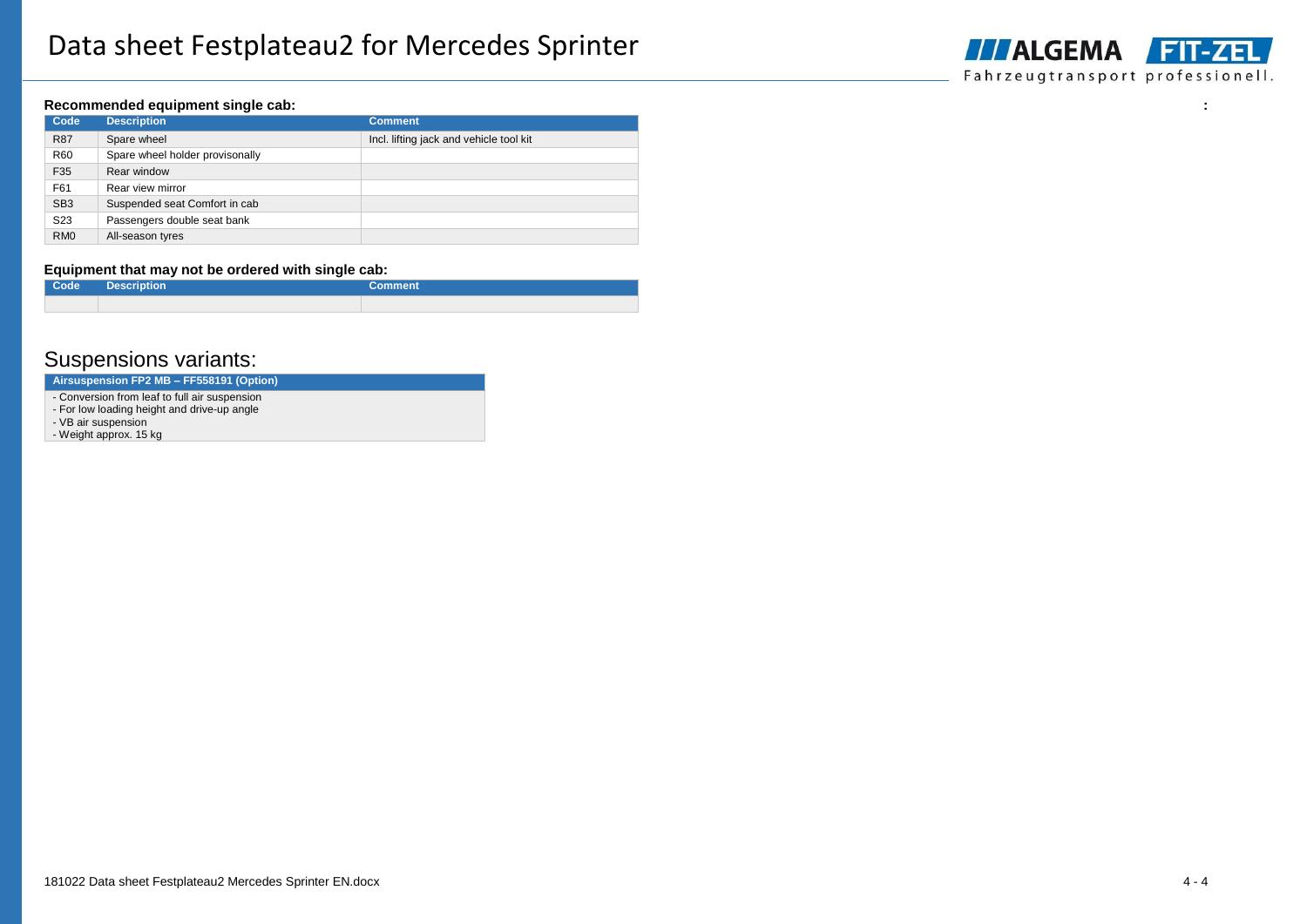**Recommended equipment single cab:**

| Code | Description | Comment |
|---|---|---|
| R87 | Spare wheel | Incl. lifting jack and vehicle tool kit |
| R60 | Spare wheel holder provisonally | |
| F35 | Rear window | |
| F61 | Rear view mirror | |
| SB3 | Suspended seat Comfort in cab | |
| S23 | Passengers double seat bank | |
| RM0 | All-season tyres | |

:

**Equipment that may not be ordered with single cab:**

| Code | Description | Comment |
|---|---|---|
| | | |

# Suspensions variants:

| Airsuspension FP2 MB – FF558191 (Option) |
|---|
| - Conversion from leaf to full air suspension<br>- For low loading height and drive-up angle<br>- VB air suspension<br>- Weight approx. 15 kg |